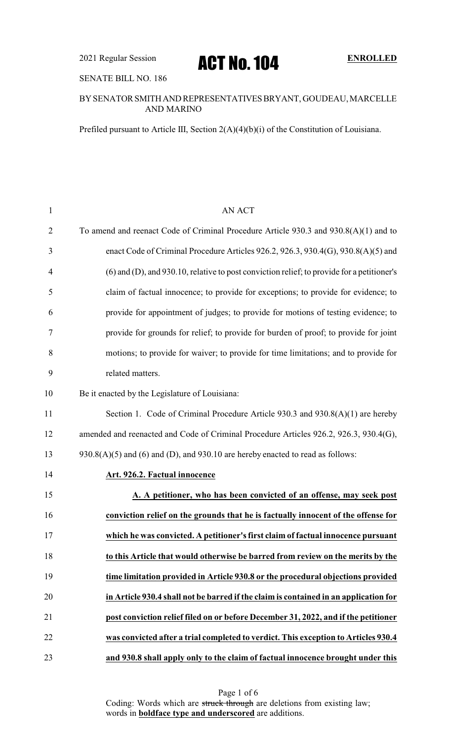2021 Regular Session

# ACT No. 104

**ENROLLED**

SENATE BILL NO. 186

BY SENATOR SMITH AND REPRESENTATIVES BRYANT, GOUDEAU, MARCELLE AND MARINO

Prefiled pursuant to Article III, Section 2(A)(4)(b)(i) of the Constitution of Louisiana.

AN ACT

To amend and reenact Code of Criminal Procedure Article 930.3 and 930.8(A)(1) and to enact Code of Criminal Procedure Articles 926.2, 926.3, 930.4(G), 930.8(A)(5) and (6) and (D), and 930.10, relative to post conviction relief; to provide for a petitioner's claim of factual innocence; to provide for exceptions; to provide for evidence; to provide for appointment of judges; to provide for motions of testing evidence; to provide for grounds for relief; to provide for burden of proof; to provide for joint motions; to provide for waiver; to provide for time limitations; and to provide for related matters.

Be it enacted by the Legislature of Louisiana:

Section 1. Code of Criminal Procedure Article 930.3 and 930.8(A)(1) are hereby amended and reenacted and Code of Criminal Procedure Articles 926.2, 926.3, 930.4(G), 930.8(A)(5) and (6) and (D), and 930.10 are hereby enacted to read as follows:

**Art. 926.2. Factual innocence**

**A. A petitioner, who has been convicted of an offense, may seek post conviction relief on the grounds that he is factually innocent of the offense for which he was convicted. A petitioner's first claim of factual innocence pursuant to this Article that would otherwise be barred from review on the merits by the time limitation provided in Article 930.8 or the procedural objections provided in Article 930.4 shall not be barred if the claim is contained in an application for post conviction relief filed on or before December 31, 2022, and if the petitioner was convicted after a trial completed to verdict. This exception to Articles 930.4 and 930.8 shall apply only to the claim of factual innocence brought under this**

Coding: Words which are ~~struck through~~ are deletions from existing law; words in **boldface type and underscored** are additions.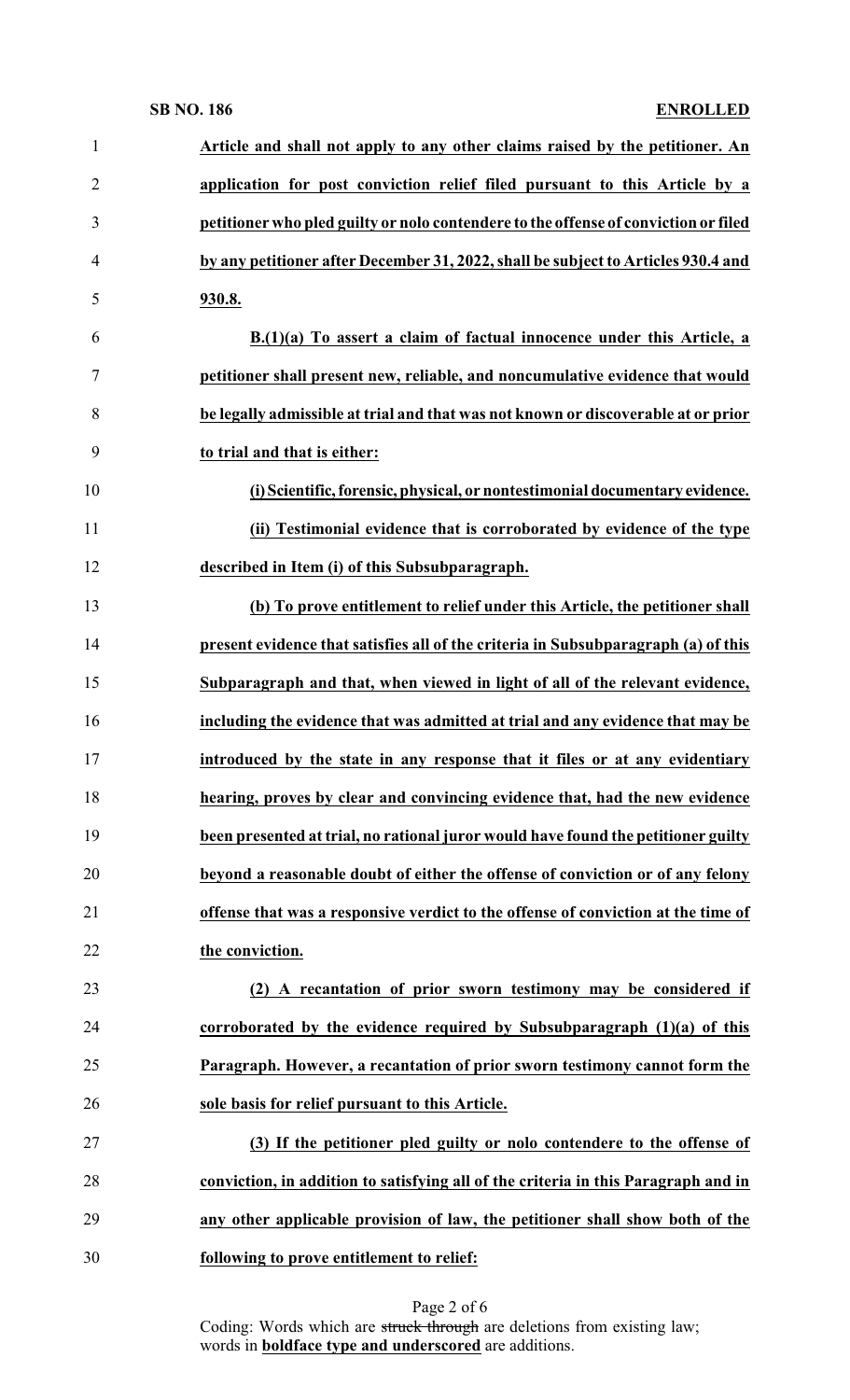**Article and shall not apply to any other claims raised by the petitioner. An application for post conviction relief filed pursuant to this Article by a petitioner who pled guilty or nolo contendere to the offense of conviction or filed by any petitioner after December 31, 2022, shall be subject to Articles 930.4 and 930.8.**

**B.(1)(a) To assert a claim of factual innocence under this Article, a petitioner shall present new, reliable, and noncumulative evidence that would be legally admissible at trial and that was not known or discoverable at or prior to trial and that is either:**

**(i) Scientific, forensic, physical, or nontestimonial documentary evidence.**

**(ii) Testimonial evidence that is corroborated by evidence of the type described in Item (i) of this Subsubparagraph.**

**(b) To prove entitlement to relief under this Article, the petitioner shall present evidence that satisfies all of the criteria in Subsubparagraph (a) of this Subparagraph and that, when viewed in light of all of the relevant evidence, including the evidence that was admitted at trial and any evidence that may be introduced by the state in any response that it files or at any evidentiary hearing, proves by clear and convincing evidence that, had the new evidence been presented at trial, no rational juror would have found the petitioner guilty beyond a reasonable doubt of either the offense of conviction or of any felony offense that was a responsive verdict to the offense of conviction at the time of the conviction.**

**(2) A recantation of prior sworn testimony may be considered if corroborated by the evidence required by Subsubparagraph (1)(a) of this Paragraph. However, a recantation of prior sworn testimony cannot form the sole basis for relief pursuant to this Article.**

**(3) If the petitioner pled guilty or nolo contendere to the offense of conviction, in addition to satisfying all of the criteria in this Paragraph and in any other applicable provision of law, the petitioner shall show both of the following to prove entitlement to relief:**

Coding: Words which are ~~struck through~~ are deletions from existing law; words in **boldface type and underscored** are additions.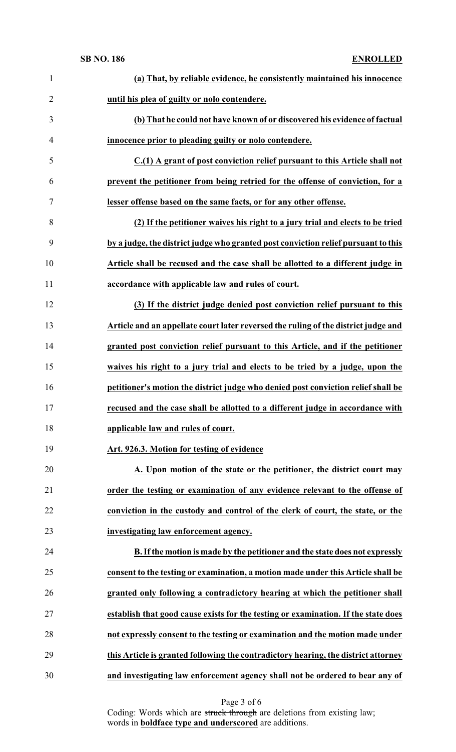**(a) That, by reliable evidence, he consistently maintained his innocence until his plea of guilty or nolo contendere.**

**(b) That he could not have known of or discovered his evidence of factual innocence prior to pleading guilty or nolo contendere.**

**C.(1) A grant of post conviction relief pursuant to this Article shall not prevent the petitioner from being retried for the offense of conviction, for a lesser offense based on the same facts, or for any other offense.**

**(2) If the petitioner waives his right to a jury trial and elects to be tried by a judge, the district judge who granted post conviction relief pursuant to this Article shall be recused and the case shall be allotted to a different judge in accordance with applicable law and rules of court.**

**(3) If the district judge denied post conviction relief pursuant to this Article and an appellate court later reversed the ruling of the district judge and granted post conviction relief pursuant to this Article, and if the petitioner waives his right to a jury trial and elects to be tried by a judge, upon the petitioner's motion the district judge who denied post conviction relief shall be recused and the case shall be allotted to a different judge in accordance with applicable law and rules of court.**

**Art. 926.3. Motion for testing of evidence**

**A. Upon motion of the state or the petitioner, the district court may order the testing or examination of any evidence relevant to the offense of conviction in the custody and control of the clerk of court, the state, or the investigating law enforcement agency.**

**B. If the motion is made by the petitioner and the state does not expressly consent to the testing or examination, a motion made under this Article shall be granted only following a contradictory hearing at which the petitioner shall establish that good cause exists for the testing or examination. If the state does not expressly consent to the testing or examination and the motion made under this Article is granted following the contradictory hearing, the district attorney and investigating law enforcement agency shall not be ordered to bear any of**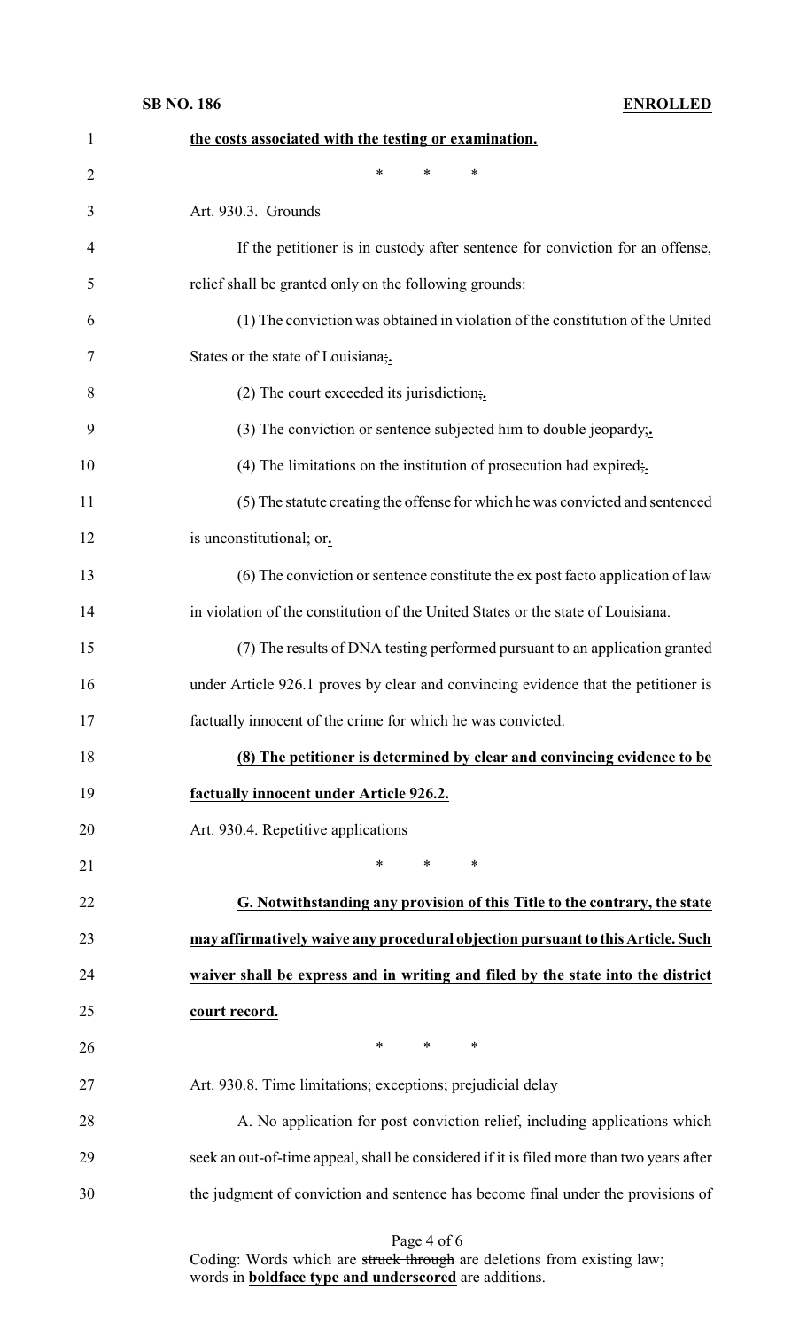**the costs associated with the testing or examination.**

\* \* \*

Art. 930.3. Grounds

If the petitioner is in custody after sentence for conviction for an offense, relief shall be granted only on the following grounds:

(1) The conviction was obtained in violation of the constitution of the United States or the state of Louisiana;**.**

(2) The court exceeded its jurisdiction;**.**

(3) The conviction or sentence subjected him to double jeopardy;**.**

(4) The limitations on the institution of prosecution had expired;**.**

(5) The statute creating the offense for which he was convicted and sentenced is unconstitutional; or**.**

(6) The conviction or sentence constitute the ex post facto application of law in violation of the constitution of the United States or the state of Louisiana.

(7) The results of DNA testing performed pursuant to an application granted under Article 926.1 proves by clear and convincing evidence that the petitioner is factually innocent of the crime for which he was convicted.

**(8) The petitioner is determined by clear and convincing evidence to be factually innocent under Article 926.2.**

Art. 930.4. Repetitive applications

\* \* \*

**G. Notwithstanding any provision of this Title to the contrary, the state may affirmatively waive any procedural objection pursuant to this Article. Such waiver shall be express and in writing and filed by the state into the district court record.**

\* \* \*

Art. 930.8. Time limitations; exceptions; prejudicial delay

A. No application for post conviction relief, including applications which seek an out-of-time appeal, shall be considered if it is filed more than two years after the judgment of conviction and sentence has become final under the provisions of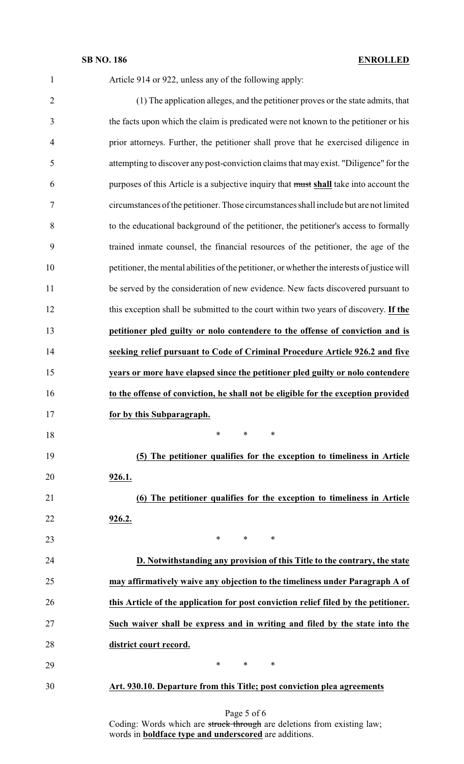Article 914 or 922, unless any of the following apply:

(1) The application alleges, and the petitioner proves or the state admits, that the facts upon which the claim is predicated were not known to the petitioner or his prior attorneys. Further, the petitioner shall prove that he exercised diligence in attempting to discover any post-conviction claims that may exist. "Diligence" for the purposes of this Article is a subjective inquiry that ~~must~~ **shall** take into account the circumstances of the petitioner. Those circumstances shall include but are not limited to the educational background of the petitioner, the petitioner's access to formally trained inmate counsel, the financial resources of the petitioner, the age of the petitioner, the mental abilities of the petitioner, or whether the interests of justice will be served by the consideration of new evidence. New facts discovered pursuant to this exception shall be submitted to the court within two years of discovery. **If the petitioner pled guilty or nolo contendere to the offense of conviction and is seeking relief pursuant to Code of Criminal Procedure Article 926.2 and five years or more have elapsed since the petitioner pled guilty or nolo contendere to the offense of conviction, he shall not be eligible for the exception provided for by this Subparagraph.**

\* \* \*

**(5) The petitioner qualifies for the exception to timeliness in Article 926.1.**

**(6) The petitioner qualifies for the exception to timeliness in Article 926.2.**

\* \* \*

**D. Notwithstanding any provision of this Title to the contrary, the state may affirmatively waive any objection to the timeliness under Paragraph A of this Article of the application for post conviction relief filed by the petitioner. Such waiver shall be express and in writing and filed by the state into the district court record.**

\* \* \*

**Art. 930.10. Departure from this Title; post conviction plea agreements**

Coding: Words which are ~~struck through~~ are deletions from existing law; words in **boldface type and underscored** are additions.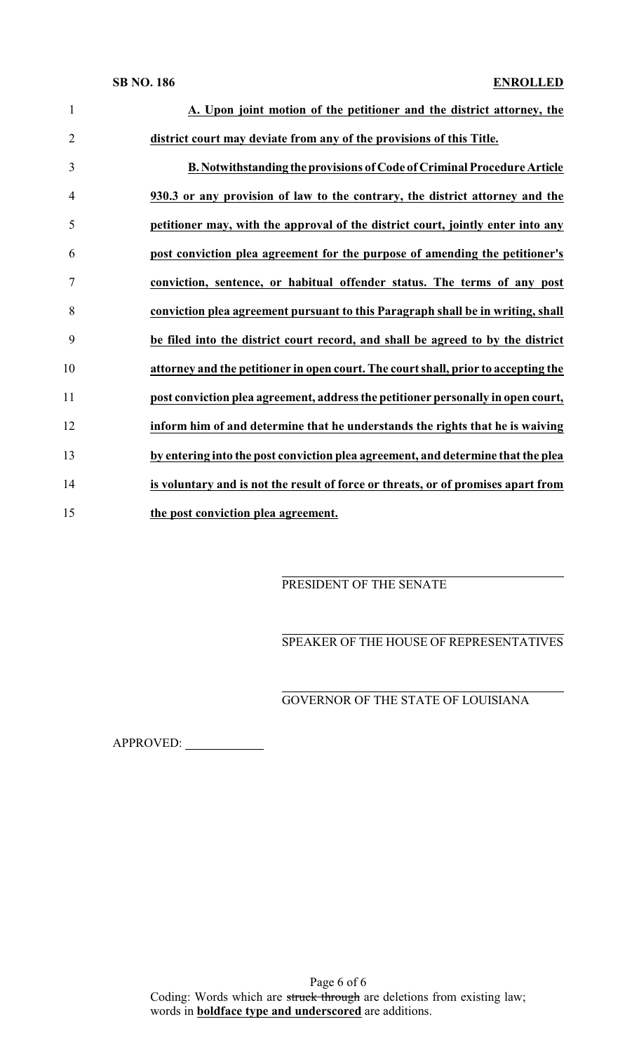**A. Upon joint motion of the petitioner and the district attorney, the district court may deviate from any of the provisions of this Title.**

**B. Notwithstanding the provisions of Code of Criminal Procedure Article 930.3 or any provision of law to the contrary, the district attorney and the petitioner may, with the approval of the district court, jointly enter into any post conviction plea agreement for the purpose of amending the petitioner's conviction, sentence, or habitual offender status. The terms of any post conviction plea agreement pursuant to this Paragraph shall be in writing, shall be filed into the district court record, and shall be agreed to by the district attorney and the petitioner in open court. The court shall, prior to accepting the post conviction plea agreement, address the petitioner personally in open court, inform him of and determine that he understands the rights that he is waiving by entering into the post conviction plea agreement, and determine that the plea is voluntary and is not the result of force or threats, or of promises apart from the post conviction plea agreement.**

PRESIDENT OF THE SENATE

SPEAKER OF THE HOUSE OF REPRESENTATIVES

GOVERNOR OF THE STATE OF LOUISIANA

APPROVED: ____________

Coding: Words which are ~~struck through~~ are deletions from existing law; words in **boldface type and underscored** are additions.